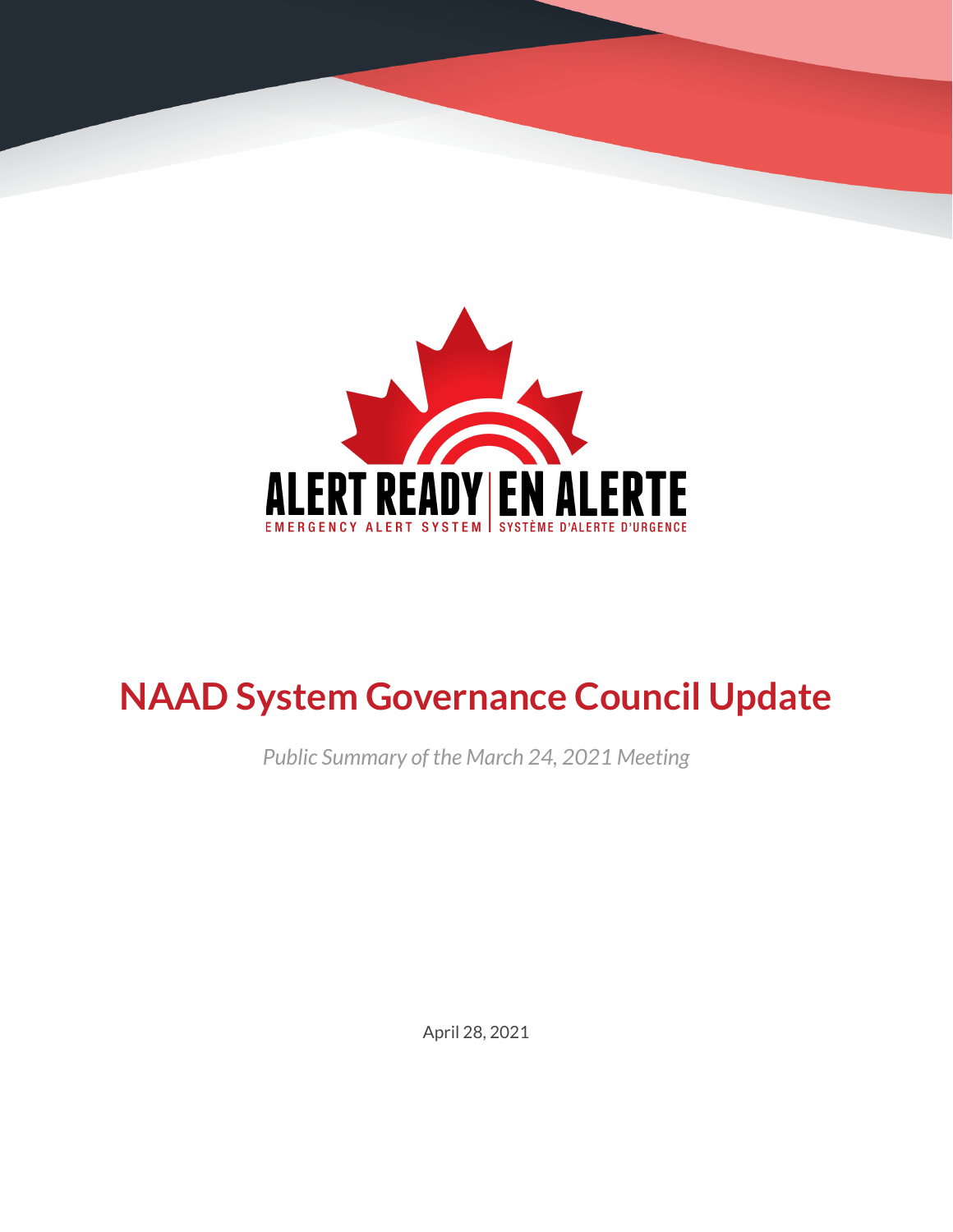ALERT READY | EN ALERTE

EMERGENCY ALERT SYSTEM | SYSTÈME D'ALERTE D'URGENCE

# NAAD System Governance Council Update

*Public Summary of the March 24, 2021 Meeting*

April 28, 2021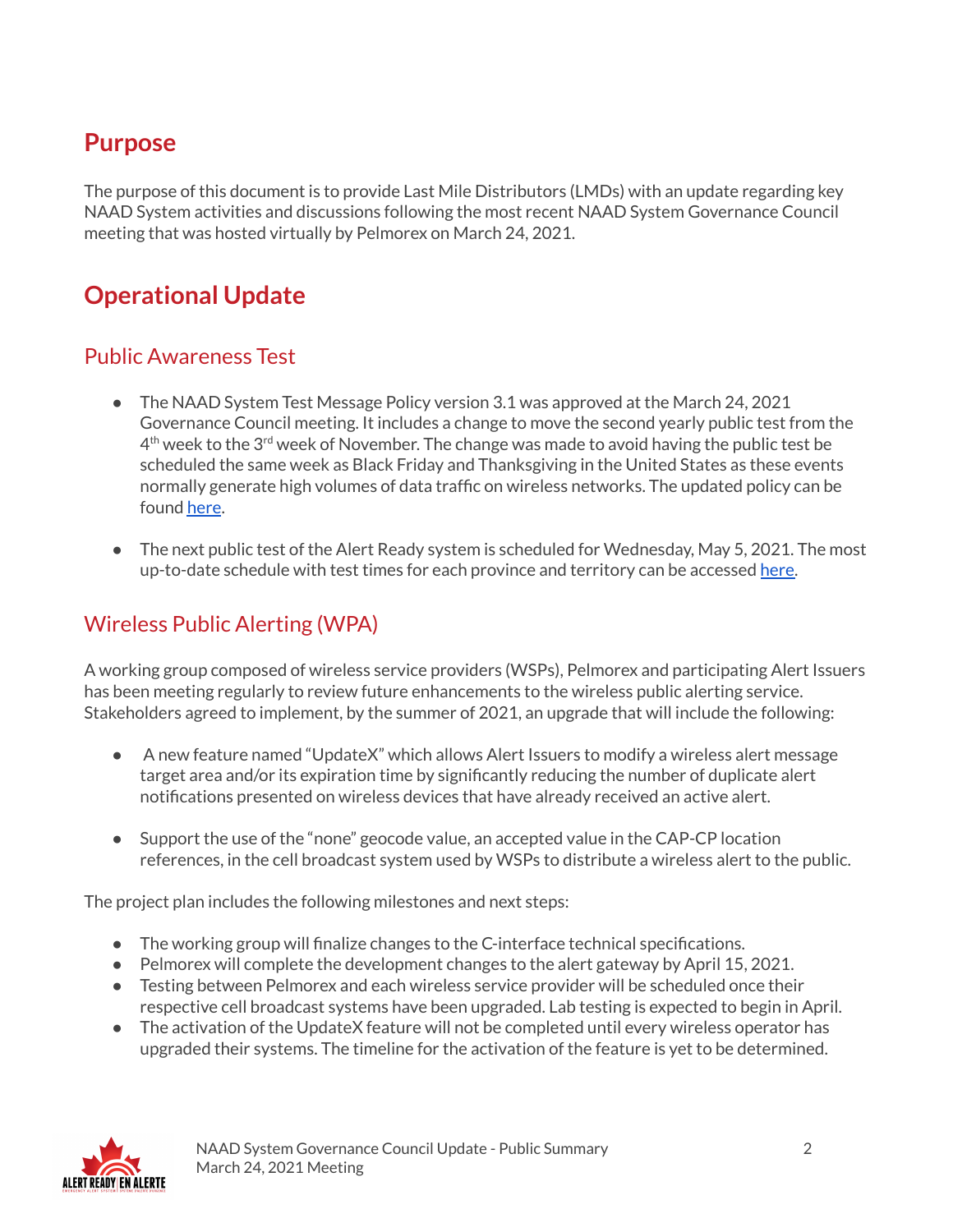# Purpose

The purpose of this document is to provide Last Mile Distributors (LMDs) with an update regarding key NAAD System activities and discussions following the most recent NAAD System Governance Council meeting that was hosted virtually by Pelmorex on March 24, 2021.

# Operational Update

## Public Awareness Test

- The NAAD System Test Message Policy version 3.1 was approved at the March 24, 2021 Governance Council meeting. It includes a change to move the second yearly public test from the 4th week to the 3rd week of November. The change was made to avoid having the public test be scheduled the same week as Black Friday and Thanksgiving in the United States as these events normally generate high volumes of data traffic on wireless networks. The updated policy can be found here.
- The next public test of the Alert Ready system is scheduled for Wednesday, May 5, 2021. The most up-to-date schedule with test times for each province and territory can be accessed here.

## Wireless Public Alerting (WPA)

A working group composed of wireless service providers (WSPs), Pelmorex and participating Alert Issuers has been meeting regularly to review future enhancements to the wireless public alerting service. Stakeholders agreed to implement, by the summer of 2021, an upgrade that will include the following:

- A new feature named "UpdateX" which allows Alert Issuers to modify a wireless alert message target area and/or its expiration time by significantly reducing the number of duplicate alert notifications presented on wireless devices that have already received an active alert.
- Support the use of the "none" geocode value, an accepted value in the CAP-CP location references, in the cell broadcast system used by WSPs to distribute a wireless alert to the public.

The project plan includes the following milestones and next steps:

- The working group will finalize changes to the C-interface technical specifications.
- Pelmorex will complete the development changes to the alert gateway by April 15, 2021.
- Testing between Pelmorex and each wireless service provider will be scheduled once their respective cell broadcast systems have been upgraded. Lab testing is expected to begin in April.
- The activation of the UpdateX feature will not be completed until every wireless operator has upgraded their systems. The timeline for the activation of the feature is yet to be determined.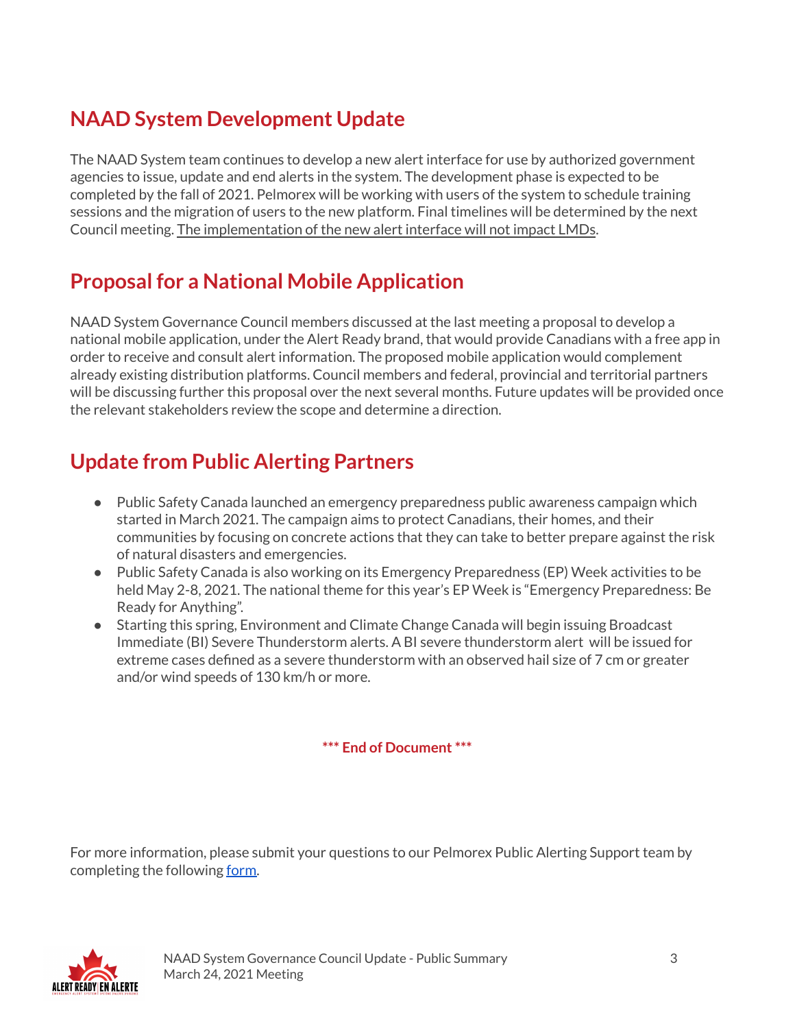## NAAD System Development Update

The NAAD System team continues to develop a new alert interface for use by authorized government agencies to issue, update and end alerts in the system. The development phase is expected to be completed by the fall of 2021. Pelmorex will be working with users of the system to schedule training sessions and the migration of users to the new platform. Final timelines will be determined by the next Council meeting. The implementation of the new alert interface will not impact LMDs.

## Proposal for a National Mobile Application

NAAD System Governance Council members discussed at the last meeting a proposal to develop a national mobile application, under the Alert Ready brand, that would provide Canadians with a free app in order to receive and consult alert information. The proposed mobile application would complement already existing distribution platforms. Council members and federal, provincial and territorial partners will be discussing further this proposal over the next several months. Future updates will be provided once the relevant stakeholders review the scope and determine a direction.

## Update from Public Alerting Partners

- Public Safety Canada launched an emergency preparedness public awareness campaign which started in March 2021. The campaign aims to protect Canadians, their homes, and their communities by focusing on concrete actions that they can take to better prepare against the risk of natural disasters and emergencies.
- Public Safety Canada is also working on its Emergency Preparedness (EP) Week activities to be held May 2-8, 2021. The national theme for this year's EP Week is "Emergency Preparedness: Be Ready for Anything".
- Starting this spring, Environment and Climate Change Canada will begin issuing Broadcast Immediate (BI) Severe Thunderstorm alerts. A BI severe thunderstorm alert will be issued for extreme cases defined as a severe thunderstorm with an observed hail size of 7 cm or greater and/or wind speeds of 130 km/h or more.

**\*\*\* End of Document \*\*\***

For more information, please submit your questions to our Pelmorex Public Alerting Support team by completing the following form.